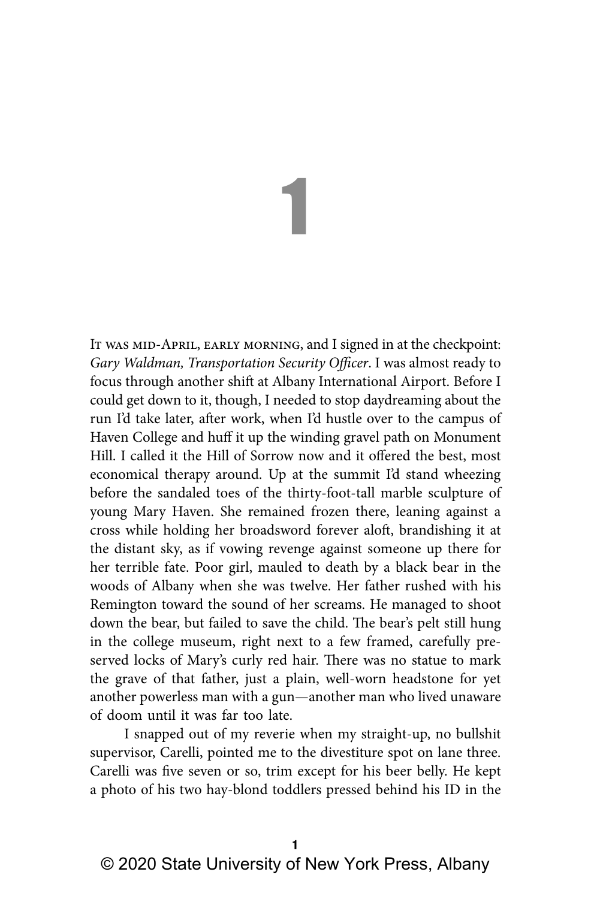# 1

It was mid-April, early morning, and I signed in at the checkpoint: *Gary Waldman, Transportation Security Officer*. I was almost ready to focus through another shift at Albany International Airport. Before I could get down to it, though, I needed to stop daydreaming about the run I'd take later, after work, when I'd hustle over to the campus of Haven College and huff it up the winding gravel path on Monument Hill. I called it the Hill of Sorrow now and it offered the best, most economical therapy around. Up at the summit I'd stand wheezing before the sandaled toes of the thirty-foot-tall marble sculpture of young Mary Haven. She remained frozen there, leaning against a cross while holding her broadsword forever aloft, brandishing it at the distant sky, as if vowing revenge against someone up there for her terrible fate. Poor girl, mauled to death by a black bear in the woods of Albany when she was twelve. Her father rushed with his Remington toward the sound of her screams. He managed to shoot down the bear, but failed to save the child. The bear's pelt still hung in the college museum, right next to a few framed, carefully preserved locks of Mary's curly red hair. There was no statue to mark the grave of that father, just a plain, well-worn headstone for yet another powerless man with a gun—another man who lived unaware of doom until it was far too late.

I snapped out of my reverie when my straight-up, no bullshit supervisor, Carelli, pointed me to the divestiture spot on lane three. Carelli was five seven or so, trim except for his beer belly. He kept a photo of his two hay-blond toddlers pressed behind his ID in the

© 2020 State University of New York Press, Albany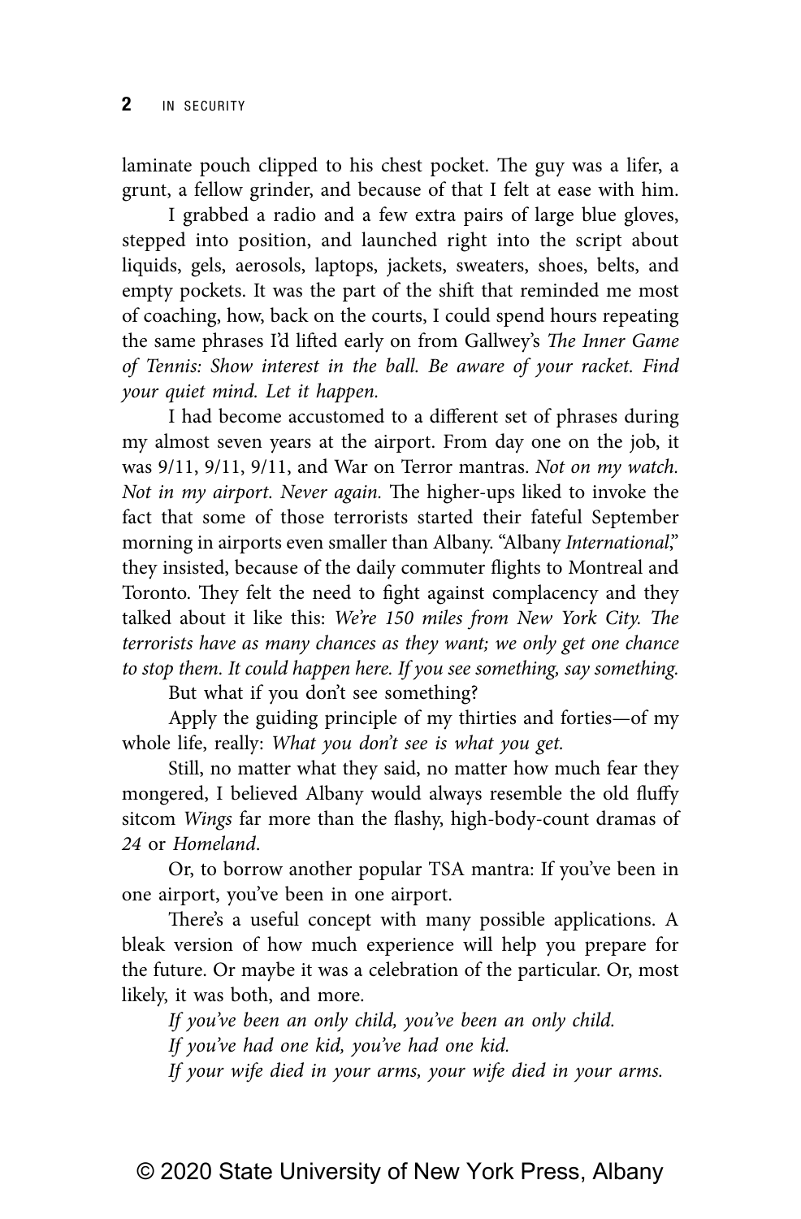laminate pouch clipped to his chest pocket. The guy was a lifer, a grunt, a fellow grinder, and because of that I felt at ease with him.

I grabbed a radio and a few extra pairs of large blue gloves, stepped into position, and launched right into the script about liquids, gels, aerosols, laptops, jackets, sweaters, shoes, belts, and empty pockets. It was the part of the shift that reminded me most of coaching, how, back on the courts, I could spend hours repeating the same phrases I'd lifted early on from Gallwey's *The Inner Game of Tennis: Show interest in the ball. Be aware of your racket. Find your quiet mind. Let it happen.*

I had become accustomed to a different set of phrases during my almost seven years at the airport. From day one on the job, it was 9/11, 9/11, 9/11, and War on Terror mantras. *Not on my watch. Not in my airport. Never again.* The higher-ups liked to invoke the fact that some of those terrorists started their fateful September morning in airports even smaller than Albany. "Albany *International*," they insisted, because of the daily commuter flights to Montreal and Toronto. They felt the need to fight against complacency and they talked about it like this: *We're 150 miles from New York City. The terrorists have as many chances as they want; we only get one chance to stop them. It could happen here. If you see something, say something.*

But what if you don't see something?

Apply the guiding principle of my thirties and forties—of my whole life, really: *What you don't see is what you get.*

Still, no matter what they said, no matter how much fear they mongered, I believed Albany would always resemble the old fluffy sitcom *Wings* far more than the flashy, high-body-count dramas of *24* or *Homeland*.

Or, to borrow another popular TSA mantra: If you've been in one airport, you've been in one airport.

There's a useful concept with many possible applications. A bleak version of how much experience will help you prepare for the future. Or maybe it was a celebration of the particular. Or, most likely, it was both, and more.

*If you've been an only child, you've been an only child.*

*If you've had one kid, you've had one kid.*

*If your wife died in your arms, your wife died in your arms.*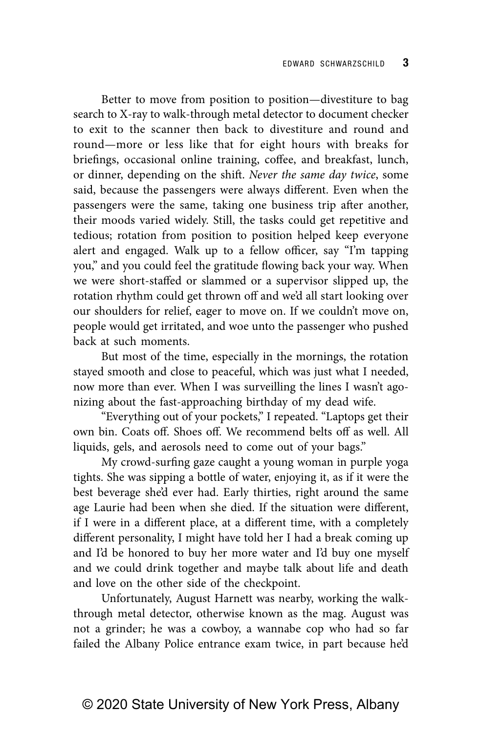Better to move from position to position—divestiture to bag search to X-ray to walk-through metal detector to document checker to exit to the scanner then back to divestiture and round and round—more or less like that for eight hours with breaks for briefings, occasional online training, coffee, and breakfast, lunch, or dinner, depending on the shift. *Never the same day twice*, some said, because the passengers were always different. Even when the passengers were the same, taking one business trip after another, their moods varied widely. Still, the tasks could get repetitive and tedious; rotation from position to position helped keep everyone alert and engaged. Walk up to a fellow officer, say "I'm tapping you," and you could feel the gratitude flowing back your way. When we were short-staffed or slammed or a supervisor slipped up, the rotation rhythm could get thrown off and we'd all start looking over our shoulders for relief, eager to move on. If we couldn't move on, people would get irritated, and woe unto the passenger who pushed back at such moments.

But most of the time, especially in the mornings, the rotation stayed smooth and close to peaceful, which was just what I needed, now more than ever. When I was surveilling the lines I wasn't agonizing about the fast-approaching birthday of my dead wife.

"Everything out of your pockets," I repeated. "Laptops get their own bin. Coats off. Shoes off. We recommend belts off as well. All liquids, gels, and aerosols need to come out of your bags."

My crowd-surfing gaze caught a young woman in purple yoga tights. She was sipping a bottle of water, enjoying it, as if it were the best beverage she'd ever had. Early thirties, right around the same age Laurie had been when she died. If the situation were different, if I were in a different place, at a different time, with a completely different personality, I might have told her I had a break coming up and I'd be honored to buy her more water and I'd buy one myself and we could drink together and maybe talk about life and death and love on the other side of the checkpoint.

Unfortunately, August Harnett was nearby, working the walk-through metal detector, otherwise known as the mag. August was not a grinder; he was a cowboy, a wannabe cop who had so far failed the Albany Police entrance exam twice, in part because he'd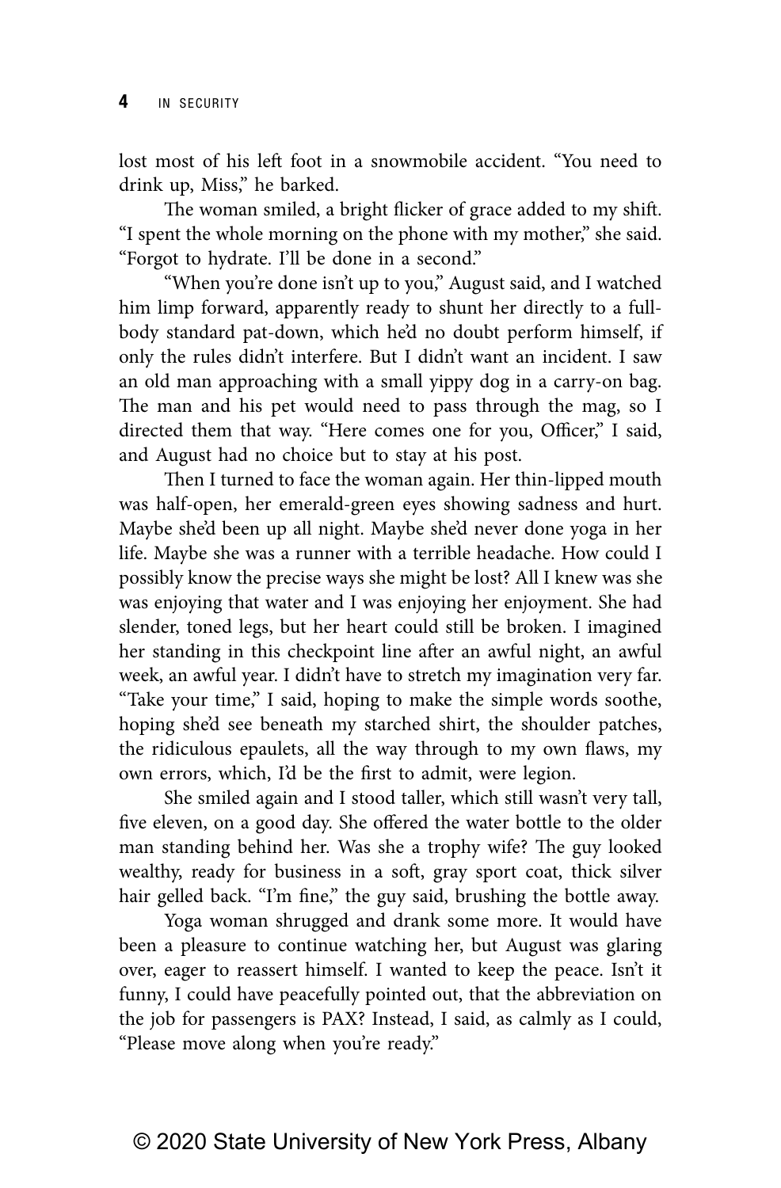lost most of his left foot in a snowmobile accident. "You need to drink up, Miss," he barked.

The woman smiled, a bright flicker of grace added to my shift. "I spent the whole morning on the phone with my mother," she said. "Forgot to hydrate. I'll be done in a second."

"When you're done isn't up to you," August said, and I watched him limp forward, apparently ready to shunt her directly to a full-body standard pat-down, which he'd no doubt perform himself, if only the rules didn't interfere. But I didn't want an incident. I saw an old man approaching with a small yippy dog in a carry-on bag. The man and his pet would need to pass through the mag, so I directed them that way. "Here comes one for you, Officer," I said, and August had no choice but to stay at his post.

Then I turned to face the woman again. Her thin-lipped mouth was half-open, her emerald-green eyes showing sadness and hurt. Maybe she'd been up all night. Maybe she'd never done yoga in her life. Maybe she was a runner with a terrible headache. How could I possibly know the precise ways she might be lost? All I knew was she was enjoying that water and I was enjoying her enjoyment. She had slender, toned legs, but her heart could still be broken. I imagined her standing in this checkpoint line after an awful night, an awful week, an awful year. I didn't have to stretch my imagination very far. "Take your time," I said, hoping to make the simple words soothe, hoping she'd see beneath my starched shirt, the shoulder patches, the ridiculous epaulets, all the way through to my own flaws, my own errors, which, I'd be the first to admit, were legion.

She smiled again and I stood taller, which still wasn't very tall, five eleven, on a good day. She offered the water bottle to the older man standing behind her. Was she a trophy wife? The guy looked wealthy, ready for business in a soft, gray sport coat, thick silver hair gelled back. "I'm fine," the guy said, brushing the bottle away.

Yoga woman shrugged and drank some more. It would have been a pleasure to continue watching her, but August was glaring over, eager to reassert himself. I wanted to keep the peace. Isn't it funny, I could have peacefully pointed out, that the abbreviation on the job for passengers is PAX? Instead, I said, as calmly as I could, "Please move along when you're ready."

© 2020 State University of New York Press, Albany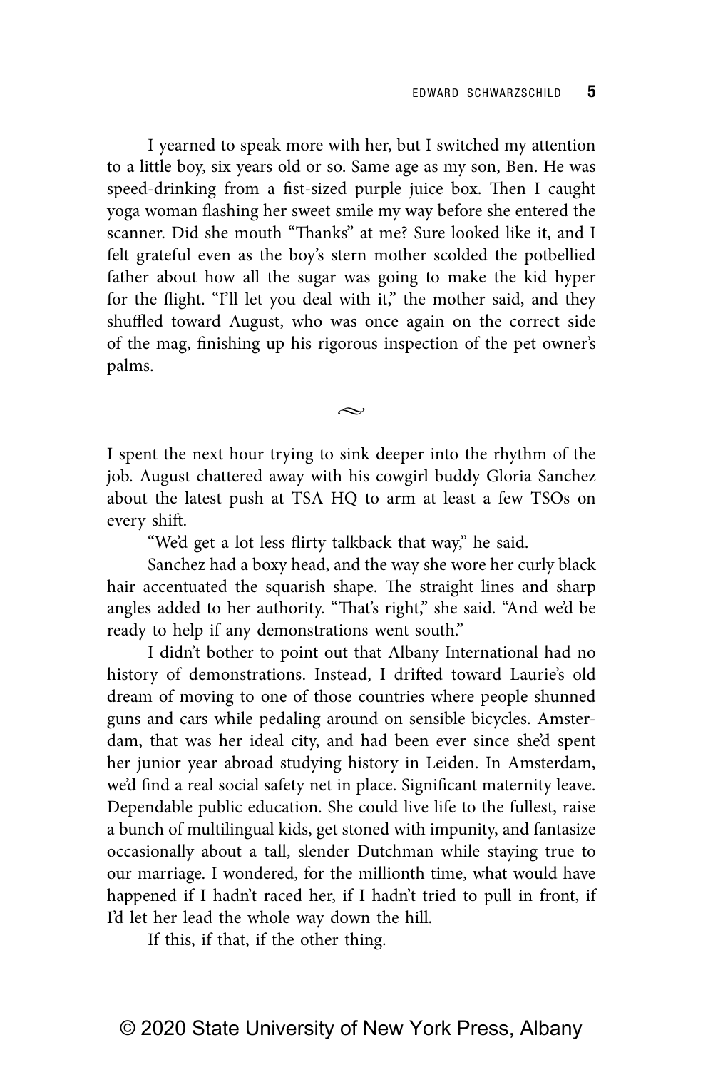I yearned to speak more with her, but I switched my attention to a little boy, six years old or so. Same age as my son, Ben. He was speed-drinking from a fist-sized purple juice box. Then I caught yoga woman flashing her sweet smile my way before she entered the scanner. Did she mouth "Thanks" at me? Sure looked like it, and I felt grateful even as the boy's stern mother scolded the potbellied father about how all the sugar was going to make the kid hyper for the flight. "I'll let you deal with it," the mother said, and they shuffled toward August, who was once again on the correct side of the mag, finishing up his rigorous inspection of the pet owner's palms.

~

I spent the next hour trying to sink deeper into the rhythm of the job. August chattered away with his cowgirl buddy Gloria Sanchez about the latest push at TSA HQ to arm at least a few TSOs on every shift.

"We'd get a lot less flirty talkback that way," he said.

Sanchez had a boxy head, and the way she wore her curly black hair accentuated the squarish shape. The straight lines and sharp angles added to her authority. "That's right," she said. "And we'd be ready to help if any demonstrations went south."

I didn't bother to point out that Albany International had no history of demonstrations. Instead, I drifted toward Laurie's old dream of moving to one of those countries where people shunned guns and cars while pedaling around on sensible bicycles. Amsterdam, that was her ideal city, and had been ever since she'd spent her junior year abroad studying history in Leiden. In Amsterdam, we'd find a real social safety net in place. Significant maternity leave. Dependable public education. She could live life to the fullest, raise a bunch of multilingual kids, get stoned with impunity, and fantasize occasionally about a tall, slender Dutchman while staying true to our marriage. I wondered, for the millionth time, what would have happened if I hadn't raced her, if I hadn't tried to pull in front, if I'd let her lead the whole way down the hill.

If this, if that, if the other thing.

© 2020 State University of New York Press, Albany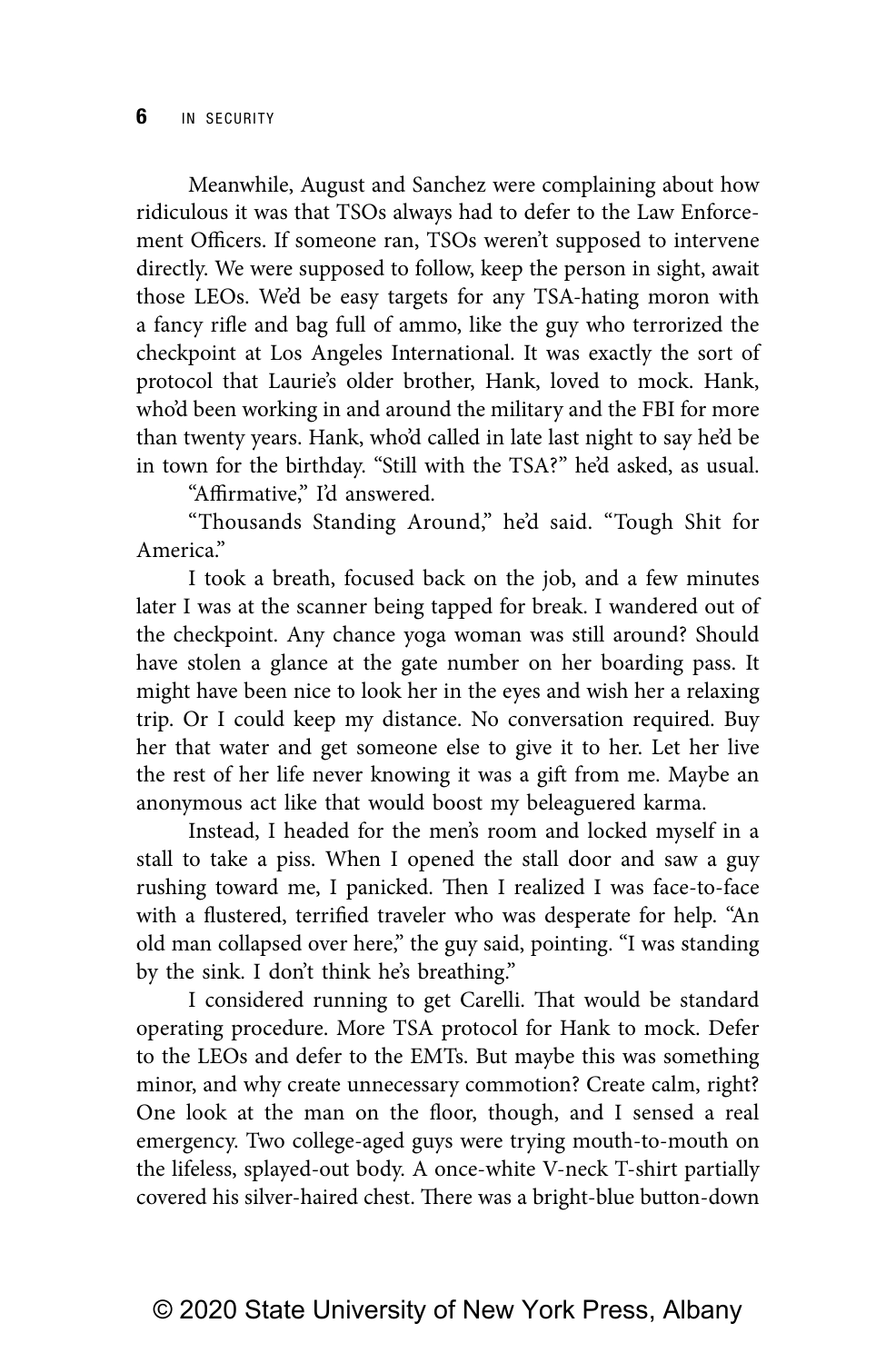Meanwhile, August and Sanchez were complaining about how ridiculous it was that TSOs always had to defer to the Law Enforcement Officers. If someone ran, TSOs weren't supposed to intervene directly. We were supposed to follow, keep the person in sight, await those LEOs. We'd be easy targets for any TSA-hating moron with a fancy rifle and bag full of ammo, like the guy who terrorized the checkpoint at Los Angeles International. It was exactly the sort of protocol that Laurie's older brother, Hank, loved to mock. Hank, who'd been working in and around the military and the FBI for more than twenty years. Hank, who'd called in late last night to say he'd be in town for the birthday. "Still with the TSA?" he'd asked, as usual.

"Affirmative," I'd answered.

"Thousands Standing Around," he'd said. "Tough Shit for America."

I took a breath, focused back on the job, and a few minutes later I was at the scanner being tapped for break. I wandered out of the checkpoint. Any chance yoga woman was still around? Should have stolen a glance at the gate number on her boarding pass. It might have been nice to look her in the eyes and wish her a relaxing trip. Or I could keep my distance. No conversation required. Buy her that water and get someone else to give it to her. Let her live the rest of her life never knowing it was a gift from me. Maybe an anonymous act like that would boost my beleaguered karma.

Instead, I headed for the men's room and locked myself in a stall to take a piss. When I opened the stall door and saw a guy rushing toward me, I panicked. Then I realized I was face-to-face with a flustered, terrified traveler who was desperate for help. "An old man collapsed over here," the guy said, pointing. "I was standing by the sink. I don't think he's breathing."

I considered running to get Carelli. That would be standard operating procedure. More TSA protocol for Hank to mock. Defer to the LEOs and defer to the EMTs. But maybe this was something minor, and why create unnecessary commotion? Create calm, right? One look at the man on the floor, though, and I sensed a real emergency. Two college-aged guys were trying mouth-to-mouth on the lifeless, splayed-out body. A once-white V-neck T-shirt partially covered his silver-haired chest. There was a bright-blue button-down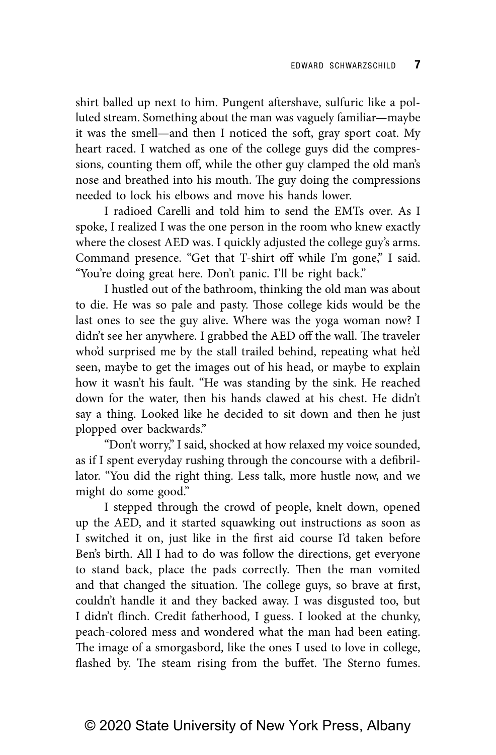shirt balled up next to him. Pungent aftershave, sulfuric like a polluted stream. Something about the man was vaguely familiar—maybe it was the smell—and then I noticed the soft, gray sport coat. My heart raced. I watched as one of the college guys did the compressions, counting them off, while the other guy clamped the old man's nose and breathed into his mouth. The guy doing the compressions needed to lock his elbows and move his hands lower.

I radioed Carelli and told him to send the EMTs over. As I spoke, I realized I was the one person in the room who knew exactly where the closest AED was. I quickly adjusted the college guy's arms. Command presence. "Get that T-shirt off while I'm gone," I said. "You're doing great here. Don't panic. I'll be right back."

I hustled out of the bathroom, thinking the old man was about to die. He was so pale and pasty. Those college kids would be the last ones to see the guy alive. Where was the yoga woman now? I didn't see her anywhere. I grabbed the AED off the wall. The traveler who'd surprised me by the stall trailed behind, repeating what he'd seen, maybe to get the images out of his head, or maybe to explain how it wasn't his fault. "He was standing by the sink. He reached down for the water, then his hands clawed at his chest. He didn't say a thing. Looked like he decided to sit down and then he just plopped over backwards."

"Don't worry," I said, shocked at how relaxed my voice sounded, as if I spent everyday rushing through the concourse with a defibrillator. "You did the right thing. Less talk, more hustle now, and we might do some good."

I stepped through the crowd of people, knelt down, opened up the AED, and it started squawking out instructions as soon as I switched it on, just like in the first aid course I'd taken before Ben's birth. All I had to do was follow the directions, get everyone to stand back, place the pads correctly. Then the man vomited and that changed the situation. The college guys, so brave at first, couldn't handle it and they backed away. I was disgusted too, but I didn't flinch. Credit fatherhood, I guess. I looked at the chunky, peach-colored mess and wondered what the man had been eating. The image of a smorgasbord, like the ones I used to love in college, flashed by. The steam rising from the buffet. The Sterno fumes.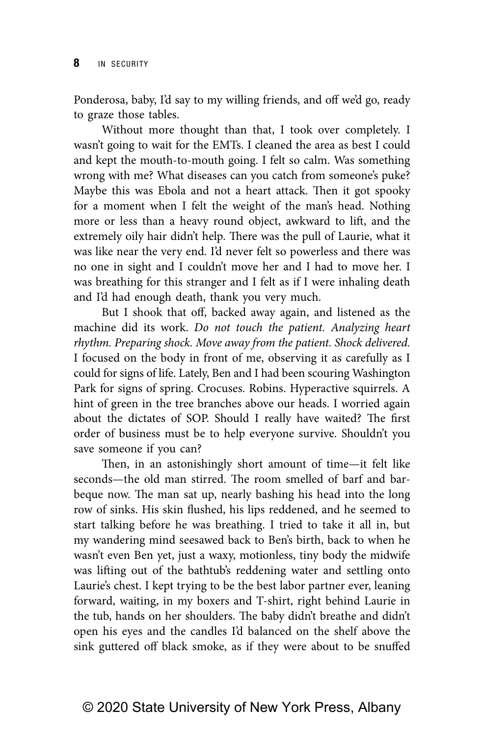Ponderosa, baby, I'd say to my willing friends, and off we'd go, ready to graze those tables.

Without more thought than that, I took over completely. I wasn't going to wait for the EMTs. I cleaned the area as best I could and kept the mouth-to-mouth going. I felt so calm. Was something wrong with me? What diseases can you catch from someone's puke? Maybe this was Ebola and not a heart attack. Then it got spooky for a moment when I felt the weight of the man's head. Nothing more or less than a heavy round object, awkward to lift, and the extremely oily hair didn't help. There was the pull of Laurie, what it was like near the very end. I'd never felt so powerless and there was no one in sight and I couldn't move her and I had to move her. I was breathing for this stranger and I felt as if I were inhaling death and I'd had enough death, thank you very much.

But I shook that off, backed away again, and listened as the machine did its work. *Do not touch the patient. Analyzing heart rhythm. Preparing shock. Move away from the patient. Shock delivered.* I focused on the body in front of me, observing it as carefully as I could for signs of life. Lately, Ben and I had been scouring Washington Park for signs of spring. Crocuses. Robins. Hyperactive squirrels. A hint of green in the tree branches above our heads. I worried again about the dictates of SOP. Should I really have waited? The first order of business must be to help everyone survive. Shouldn't you save someone if you can?

Then, in an astonishingly short amount of time—it felt like seconds—the old man stirred. The room smelled of barf and barbeque now. The man sat up, nearly bashing his head into the long row of sinks. His skin flushed, his lips reddened, and he seemed to start talking before he was breathing. I tried to take it all in, but my wandering mind seesawed back to Ben's birth, back to when he wasn't even Ben yet, just a waxy, motionless, tiny body the midwife was lifting out of the bathtub's reddening water and settling onto Laurie's chest. I kept trying to be the best labor partner ever, leaning forward, waiting, in my boxers and T-shirt, right behind Laurie in the tub, hands on her shoulders. The baby didn't breathe and didn't open his eyes and the candles I'd balanced on the shelf above the sink guttered off black smoke, as if they were about to be snuffed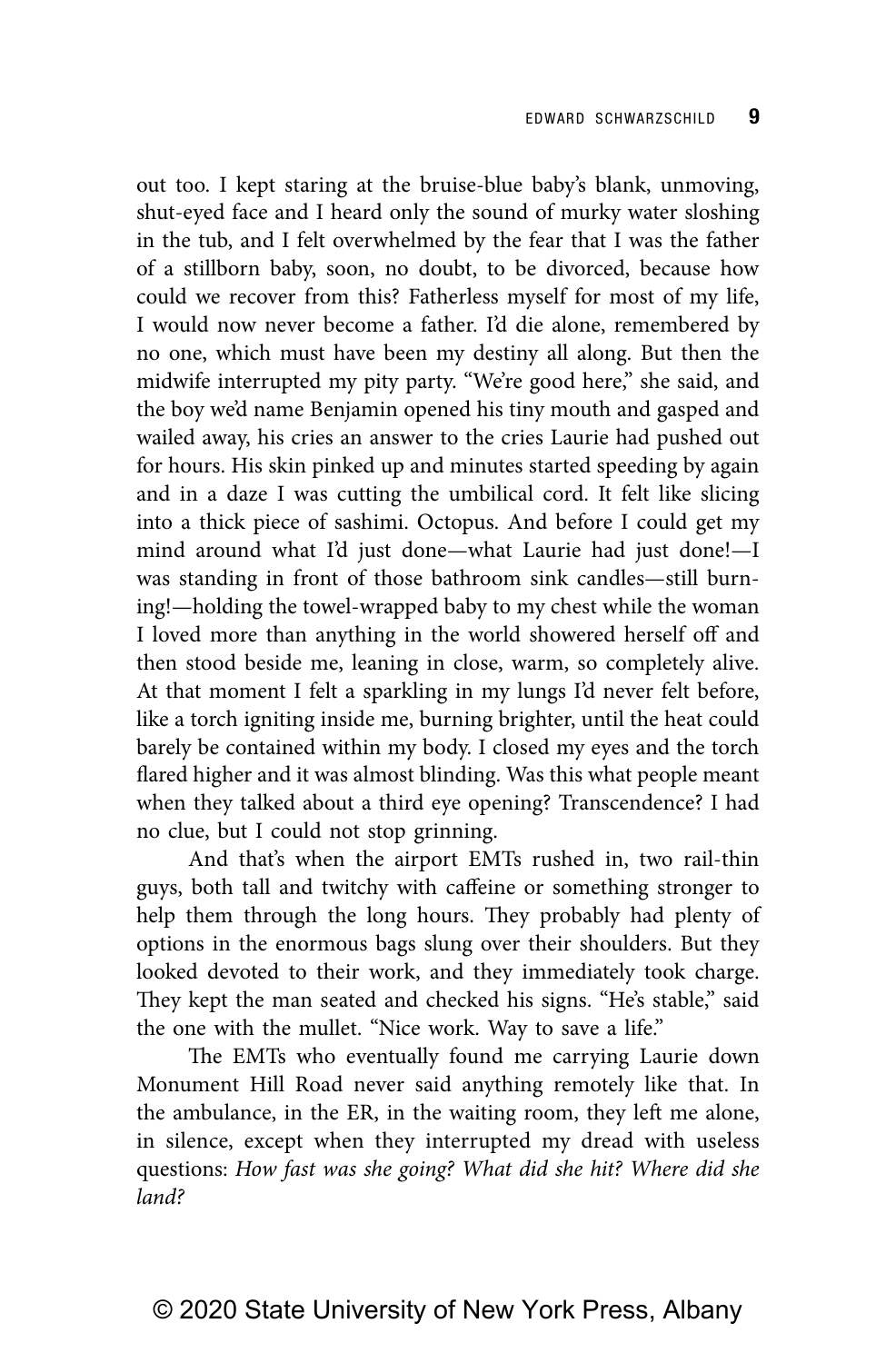out too. I kept staring at the bruise-blue baby's blank, unmoving, shut-eyed face and I heard only the sound of murky water sloshing in the tub, and I felt overwhelmed by the fear that I was the father of a stillborn baby, soon, no doubt, to be divorced, because how could we recover from this? Fatherless myself for most of my life, I would now never become a father. I'd die alone, remembered by no one, which must have been my destiny all along. But then the midwife interrupted my pity party. "We're good here," she said, and the boy we'd name Benjamin opened his tiny mouth and gasped and wailed away, his cries an answer to the cries Laurie had pushed out for hours. His skin pinked up and minutes started speeding by again and in a daze I was cutting the umbilical cord. It felt like slicing into a thick piece of sashimi. Octopus. And before I could get my mind around what I'd just done—what Laurie had just done!—I was standing in front of those bathroom sink candles—still burning!—holding the towel-wrapped baby to my chest while the woman I loved more than anything in the world showered herself off and then stood beside me, leaning in close, warm, so completely alive. At that moment I felt a sparkling in my lungs I'd never felt before, like a torch igniting inside me, burning brighter, until the heat could barely be contained within my body. I closed my eyes and the torch flared higher and it was almost blinding. Was this what people meant when they talked about a third eye opening? Transcendence? I had no clue, but I could not stop grinning.

And that's when the airport EMTs rushed in, two rail-thin guys, both tall and twitchy with caffeine or something stronger to help them through the long hours. They probably had plenty of options in the enormous bags slung over their shoulders. But they looked devoted to their work, and they immediately took charge. They kept the man seated and checked his signs. "He's stable," said the one with the mullet. "Nice work. Way to save a life."

The EMTs who eventually found me carrying Laurie down Monument Hill Road never said anything remotely like that. In the ambulance, in the ER, in the waiting room, they left me alone, in silence, except when they interrupted my dread with useless questions: *How fast was she going? What did she hit? Where did she land?*

© 2020 State University of New York Press, Albany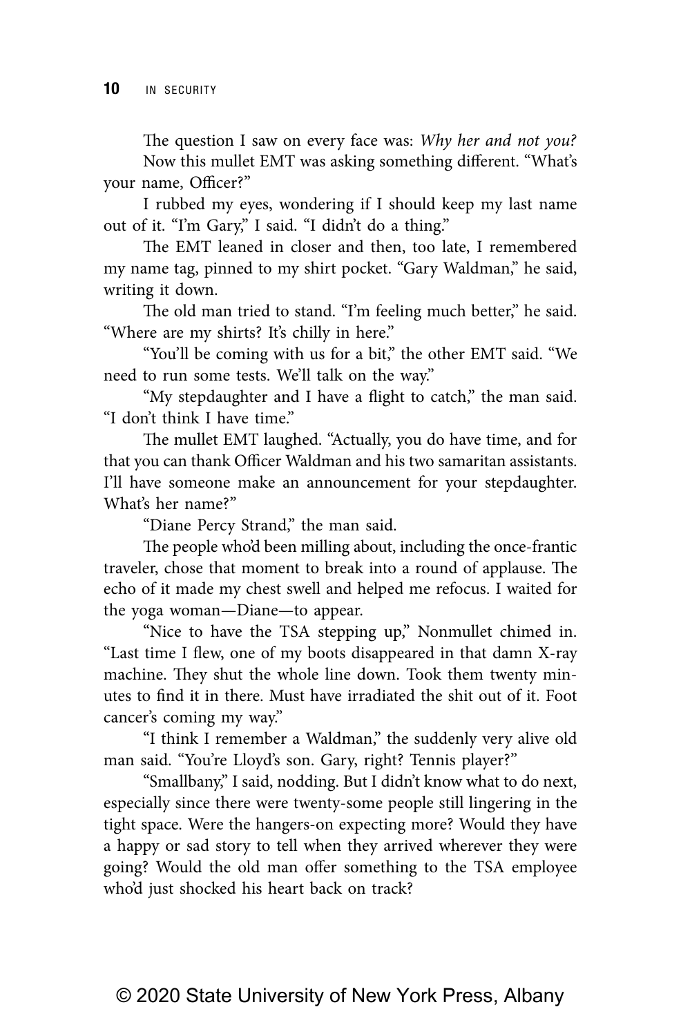The question I saw on every face was: *Why her and not you?* Now this mullet EMT was asking something different. "What's your name, Officer?"

I rubbed my eyes, wondering if I should keep my last name out of it. "I'm Gary," I said. "I didn't do a thing."

The EMT leaned in closer and then, too late, I remembered my name tag, pinned to my shirt pocket. "Gary Waldman," he said, writing it down.

The old man tried to stand. "I'm feeling much better," he said. "Where are my shirts? It's chilly in here."

"You'll be coming with us for a bit," the other EMT said. "We need to run some tests. We'll talk on the way."

"My stepdaughter and I have a flight to catch," the man said. "I don't think I have time."

The mullet EMT laughed. "Actually, you do have time, and for that you can thank Officer Waldman and his two samaritan assistants. I'll have someone make an announcement for your stepdaughter. What's her name?"

"Diane Percy Strand," the man said.

The people who'd been milling about, including the once-frantic traveler, chose that moment to break into a round of applause. The echo of it made my chest swell and helped me refocus. I waited for the yoga woman—Diane—to appear.

"Nice to have the TSA stepping up," Nonmullet chimed in. "Last time I flew, one of my boots disappeared in that damn X-ray machine. They shut the whole line down. Took them twenty minutes to find it in there. Must have irradiated the shit out of it. Foot cancer's coming my way."

"I think I remember a Waldman," the suddenly very alive old man said. "You're Lloyd's son. Gary, right? Tennis player?"

"Smallbany," I said, nodding. But I didn't know what to do next, especially since there were twenty-some people still lingering in the tight space. Were the hangers-on expecting more? Would they have a happy or sad story to tell when they arrived wherever they were going? Would the old man offer something to the TSA employee who'd just shocked his heart back on track?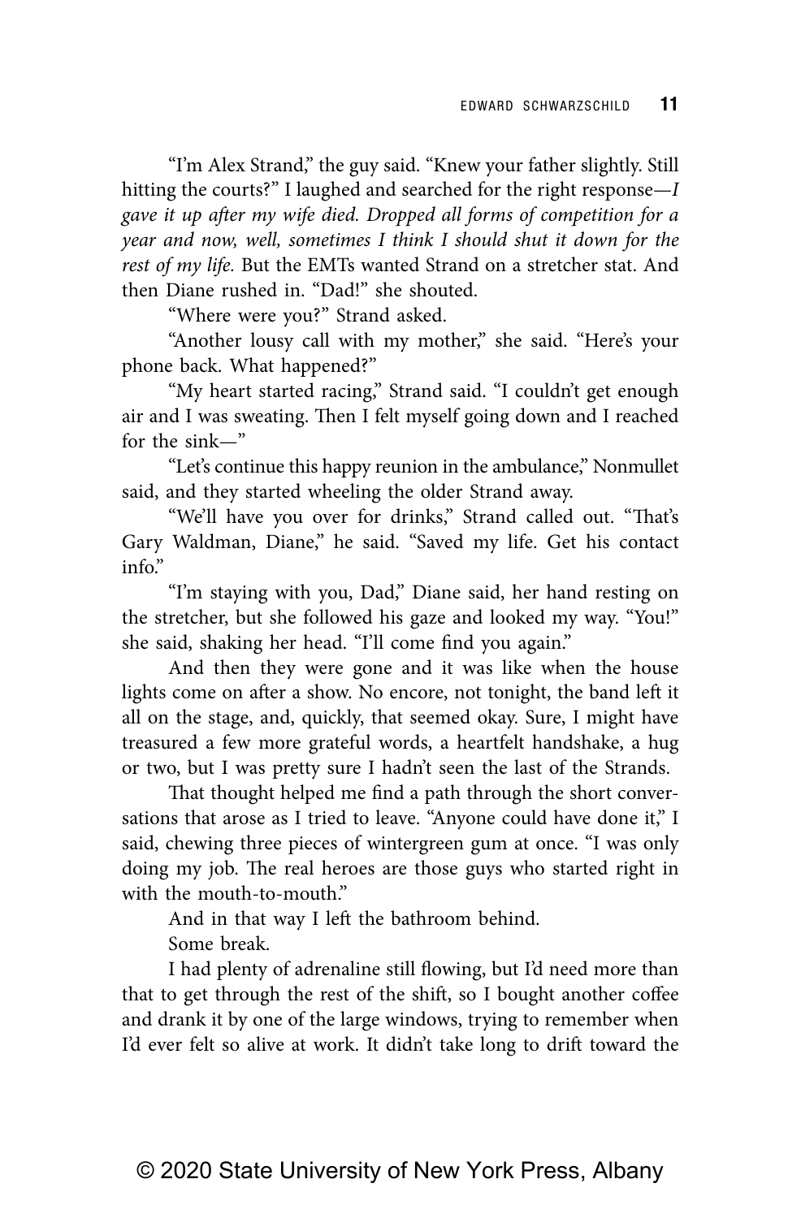"I'm Alex Strand," the guy said. "Knew your father slightly. Still hitting the courts?" I laughed and searched for the right response—*I gave it up after my wife died. Dropped all forms of competition for a year and now, well, sometimes I think I should shut it down for the rest of my life.* But the EMTs wanted Strand on a stretcher stat. And then Diane rushed in. "Dad!" she shouted.

"Where were you?" Strand asked.

"Another lousy call with my mother," she said. "Here's your phone back. What happened?"

"My heart started racing," Strand said. "I couldn't get enough air and I was sweating. Then I felt myself going down and I reached for the sink—"

"Let's continue this happy reunion in the ambulance," Nonmullet said, and they started wheeling the older Strand away.

"We'll have you over for drinks," Strand called out. "That's Gary Waldman, Diane," he said. "Saved my life. Get his contact info."

"I'm staying with you, Dad," Diane said, her hand resting on the stretcher, but she followed his gaze and looked my way. "You!" she said, shaking her head. "I'll come find you again."

And then they were gone and it was like when the house lights come on after a show. No encore, not tonight, the band left it all on the stage, and, quickly, that seemed okay. Sure, I might have treasured a few more grateful words, a heartfelt handshake, a hug or two, but I was pretty sure I hadn't seen the last of the Strands.

That thought helped me find a path through the short conversations that arose as I tried to leave. "Anyone could have done it," I said, chewing three pieces of wintergreen gum at once. "I was only doing my job. The real heroes are those guys who started right in with the mouth-to-mouth."

And in that way I left the bathroom behind.

Some break.

I had plenty of adrenaline still flowing, but I'd need more than that to get through the rest of the shift, so I bought another coffee and drank it by one of the large windows, trying to remember when I'd ever felt so alive at work. It didn't take long to drift toward the

© 2020 State University of New York Press, Albany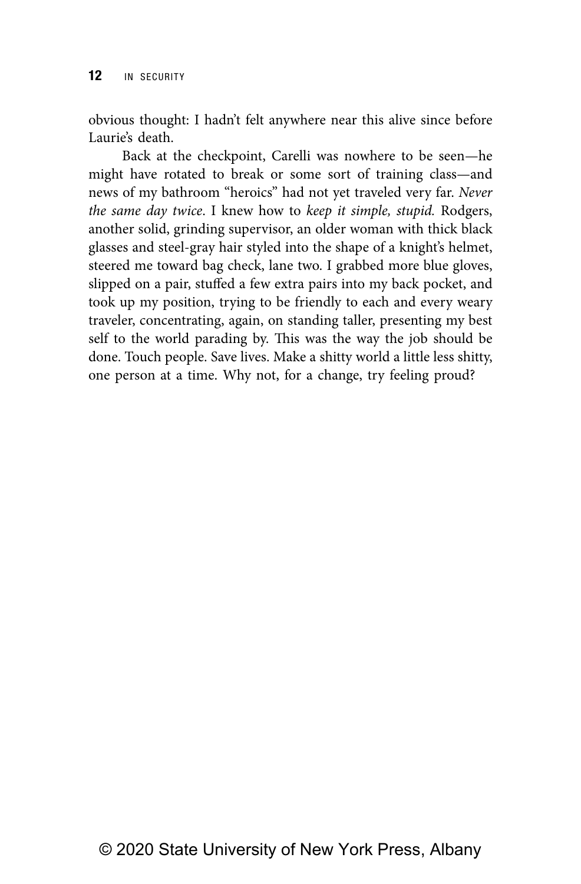obvious thought: I hadn't felt anywhere near this alive since before Laurie's death.

Back at the checkpoint, Carelli was nowhere to be seen—he might have rotated to break or some sort of training class—and news of my bathroom "heroics" had not yet traveled very far. *Never the same day twice*. I knew how to *keep it simple, stupid.* Rodgers, another solid, grinding supervisor, an older woman with thick black glasses and steel-gray hair styled into the shape of a knight's helmet, steered me toward bag check, lane two. I grabbed more blue gloves, slipped on a pair, stuffed a few extra pairs into my back pocket, and took up my position, trying to be friendly to each and every weary traveler, concentrating, again, on standing taller, presenting my best self to the world parading by. This was the way the job should be done. Touch people. Save lives. Make a shitty world a little less shitty, one person at a time. Why not, for a change, try feeling proud?

© 2020 State University of New York Press, Albany